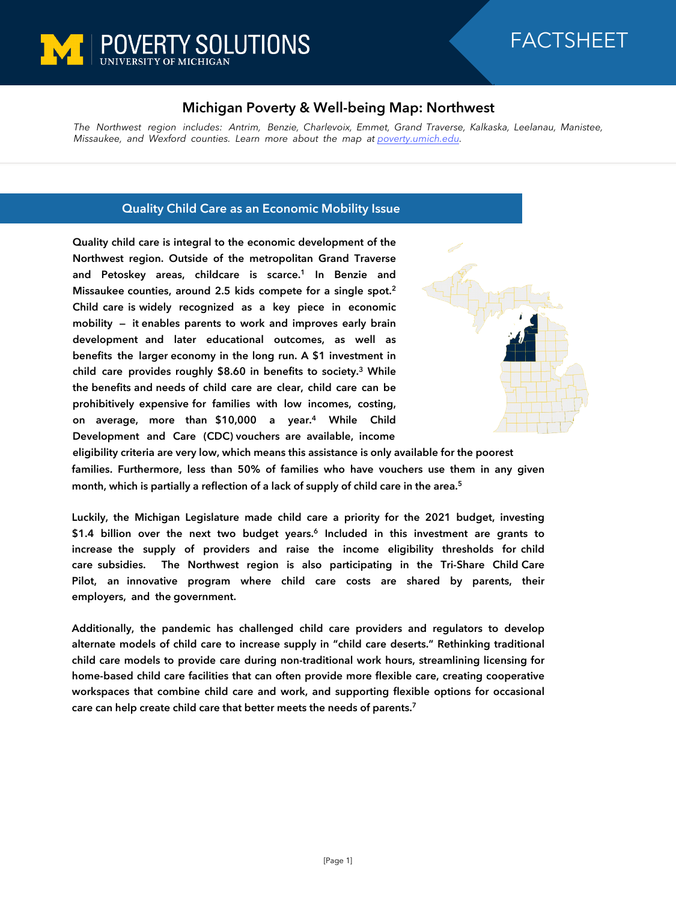POVERTY SOLUTIONS
UNIVERSITY OF MICHIGAN

FACTSHEET

# Michigan Poverty & Well-being Map: Northwest

*The Northwest region includes: Antrim, Benzie, Charlevoix, Emmet, Grand Traverse, Kalkaska, Leelanau, Manistee, Missaukee, and Wexford counties. Learn more about the map at [poverty.umich.edu](poverty.umich.edu).*

## Quality Child Care as an Economic Mobility Issue

**Quality child care is integral to the economic development of the Northwest region. Outside of the metropolitan Grand Traverse and Petoskey areas, childcare is scarce.[1] In Benzie and Missaukee counties, around 2.5 kids compete for a single spot.[2] Child care is widely recognized as a key piece in economic mobility – it enables parents to work and improves early brain development and later educational outcomes, as well as benefits the larger economy in the long run. A $1 investment in child care provides roughly $8.60 in benefits to society.[3] While the benefits and needs of child care are clear, child care can be prohibitively expensive for families with low incomes, costing, on average, more than $10,000 a year.[4] While Child Development and Care (CDC) vouchers are available, income eligibility criteria are very low, which means this assistance is only available for the poorest families. Furthermore, less than 50% of families who have vouchers use them in any given month, which is partially a reflection of a lack of supply of child care in the area.[5]**

**Luckily, the Michigan Legislature made child care a priority for the 2021 budget, investing $1.4 billion over the next two budget years.[6] Included in this investment are grants to increase the supply of providers and raise the income eligibility thresholds for child care subsidies. The Northwest region is also participating in the Tri-Share Child Care Pilot, an innovative program where child care costs are shared by parents, their employers, and the government.**

**Additionally, the pandemic has challenged child care providers and regulators to develop alternate models of child care to increase supply in "child care deserts." Rethinking traditional child care models to provide care during non-traditional work hours, streamlining licensing for home-based child care facilities that can often provide more flexible care, creating cooperative workspaces that combine child care and work, and supporting flexible options for occasional care can help create child care that better meets the needs of parents.[7]**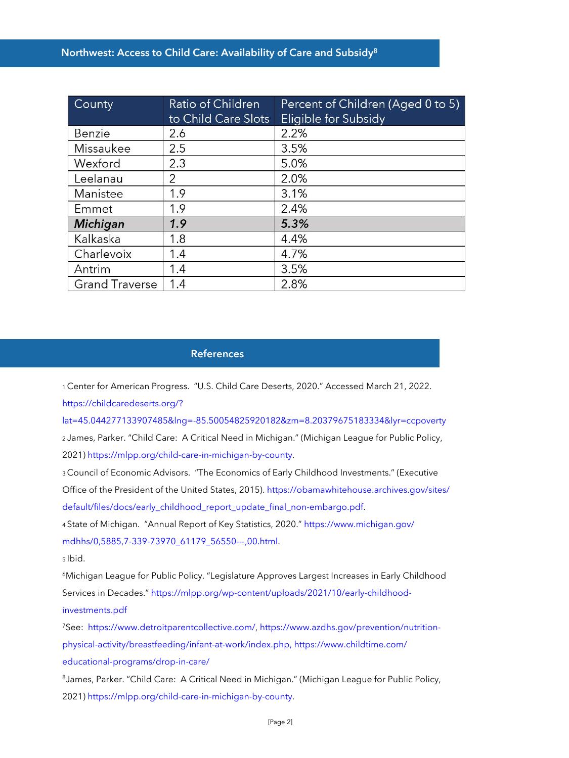## Northwest: Access to Child Care: Availability of Care and Subsidy[8]

| County | Ratio of Children to Child Care Slots | Percent of Children (Aged 0 to 5) Eligible for Subsidy |
|---|---|---|
| Benzie | 2.6 | 2.2% |
| Missaukee | 2.5 | 3.5% |
| Wexford | 2.3 | 5.0% |
| Leelanau | 2 | 2.0% |
| Manistee | 1.9 | 3.1% |
| Emmet | 1.9 | 2.4% |
| ***Michigan*** | ***1.9*** | ***5.3%*** |
| Kalkaska | 1.8 | 4.4% |
| Charlevoix | 1.4 | 4.7% |
| Antrim | 1.4 | 3.5% |
| Grand Traverse | 1.4 | 2.8% |

## References

[1] Center for American Progress. "U.S. Child Care Deserts, 2020." Accessed March 21, 2022. https://childcaredeserts.org/?lat=45.044277133907485&lng=-85.50054825920182&zm=8.20379675183334&lyr=ccpoverty

[2] James, Parker. "Child Care: A Critical Need in Michigan." (Michigan League for Public Policy, 2021) https://mlpp.org/child-care-in-michigan-by-county.

[3] Council of Economic Advisors. "The Economics of Early Childhood Investments." (Executive Office of the President of the United States, 2015). https://obamawhitehouse.archives.gov/sites/default/files/docs/early_childhood_report_update_final_non-embargo.pdf.

[4] State of Michigan. "Annual Report of Key Statistics, 2020." https://www.michigan.gov/mdhhs/0,5885,7-339-73970_61179_56550---,00.html.

[5] Ibid.

[6] Michigan League for Public Policy. "Legislature Approves Largest Increases in Early Childhood Services in Decades." https://mlpp.org/wp-content/uploads/2021/10/early-childhood-investments.pdf

[7] See: https://www.detroitparentcollective.com/, https://www.azdhs.gov/prevention/nutrition-physical-activity/breastfeeding/infant-at-work/index.php, https://www.childtime.com/educational-programs/drop-in-care/

[8] James, Parker. "Child Care: A Critical Need in Michigan." (Michigan League for Public Policy, 2021) https://mlpp.org/child-care-in-michigan-by-county.